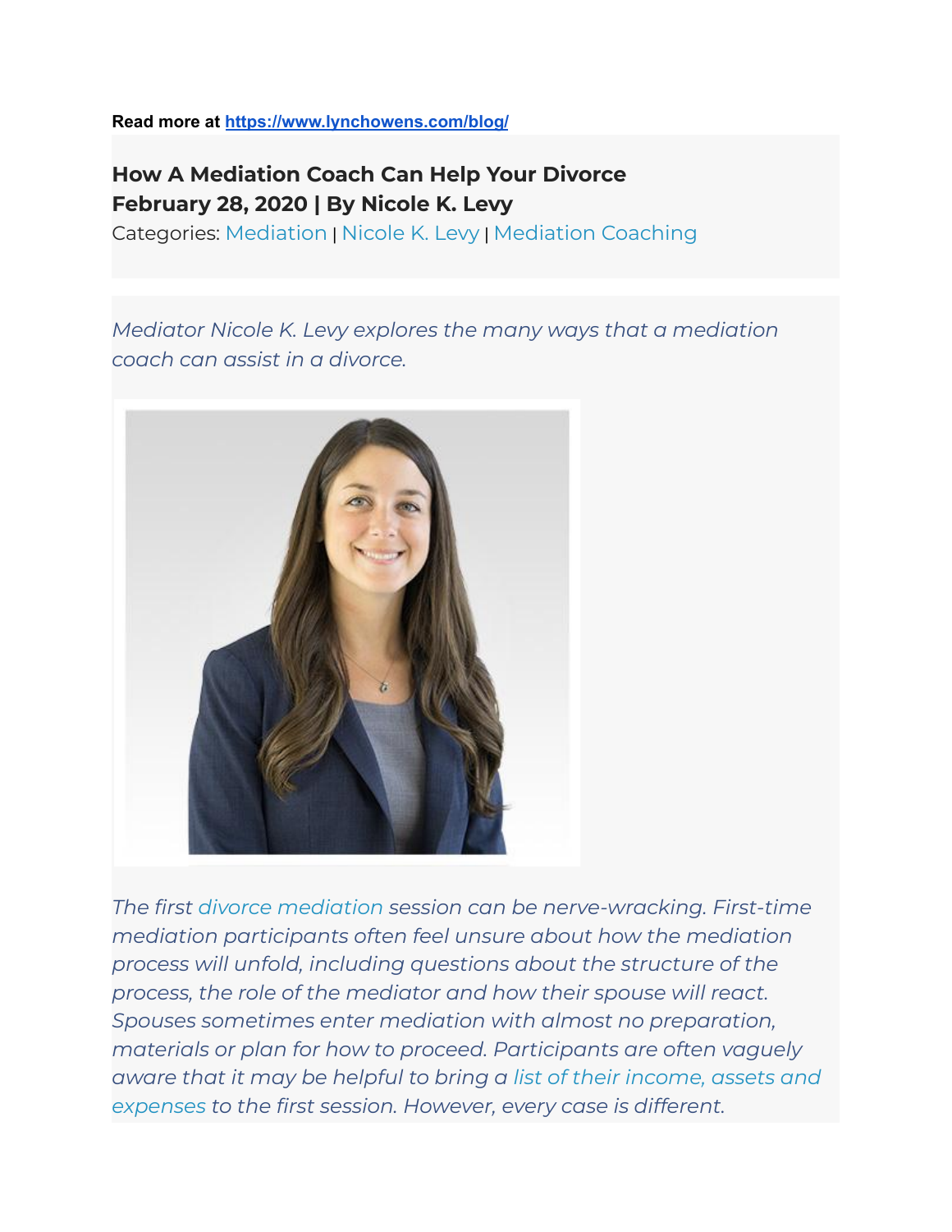**Read more at https://www.lynchowens.com/blog/**

## How A Mediation Coach Can Help Your Divorce
## February 28, 2020 | By Nicole K. Levy

Categories: Mediation | Nicole K. Levy | Mediation Coaching

*Mediator Nicole K. Levy explores the many ways that a mediation coach can assist in a divorce.*

*The first divorce mediation session can be nerve-wracking. First-time mediation participants often feel unsure about how the mediation process will unfold, including questions about the structure of the process, the role of the mediator and how their spouse will react. Spouses sometimes enter mediation with almost no preparation, materials or plan for how to proceed. Participants are often vaguely aware that it may be helpful to bring a list of their income, assets and expenses to the first session. However, every case is different.*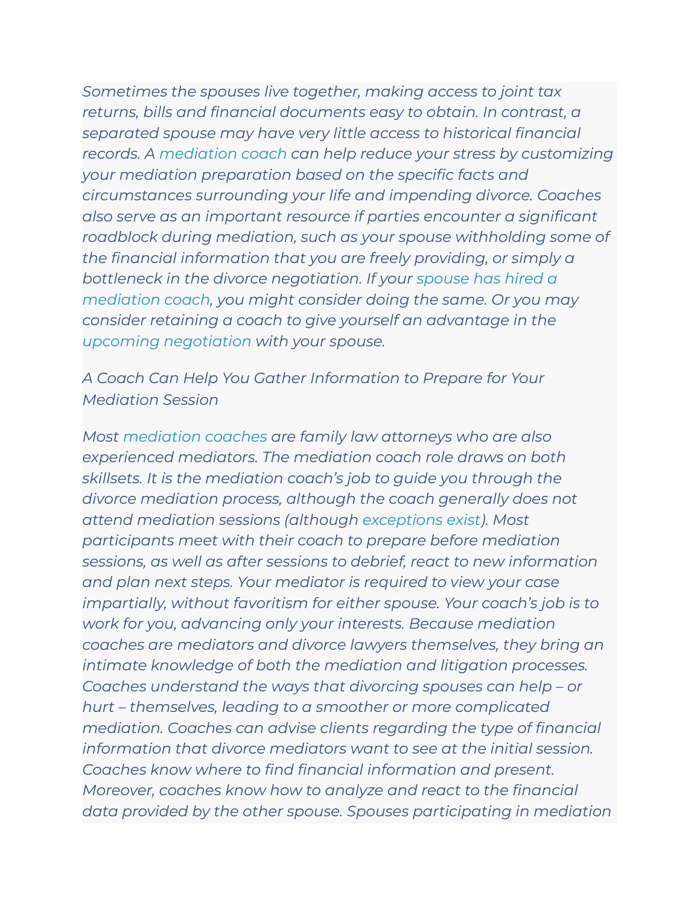*Sometimes the spouses live together, making access to joint tax returns, bills and financial documents easy to obtain. In contrast, a separated spouse may have very little access to historical financial records. A mediation coach can help reduce your stress by customizing your mediation preparation based on the specific facts and circumstances surrounding your life and impending divorce. Coaches also serve as an important resource if parties encounter a significant roadblock during mediation, such as your spouse withholding some of the financial information that you are freely providing, or simply a bottleneck in the divorce negotiation. If your spouse has hired a mediation coach, you might consider doing the same. Or you may consider retaining a coach to give yourself an advantage in the upcoming negotiation with your spouse.*

*A Coach Can Help You Gather Information to Prepare for Your Mediation Session*

*Most mediation coaches are family law attorneys who are also experienced mediators. The mediation coach role draws on both skillsets. It is the mediation coach's job to guide you through the divorce mediation process, although the coach generally does not attend mediation sessions (although exceptions exist). Most participants meet with their coach to prepare before mediation sessions, as well as after sessions to debrief, react to new information and plan next steps. Your mediator is required to view your case impartially, without favoritism for either spouse. Your coach's job is to work for you, advancing only your interests. Because mediation coaches are mediators and divorce lawyers themselves, they bring an intimate knowledge of both the mediation and litigation processes. Coaches understand the ways that divorcing spouses can help – or hurt – themselves, leading to a smoother or more complicated mediation. Coaches can advise clients regarding the type of financial information that divorce mediators want to see at the initial session. Coaches know where to find financial information and present. Moreover, coaches know how to analyze and react to the financial data provided by the other spouse. Spouses participating in mediation*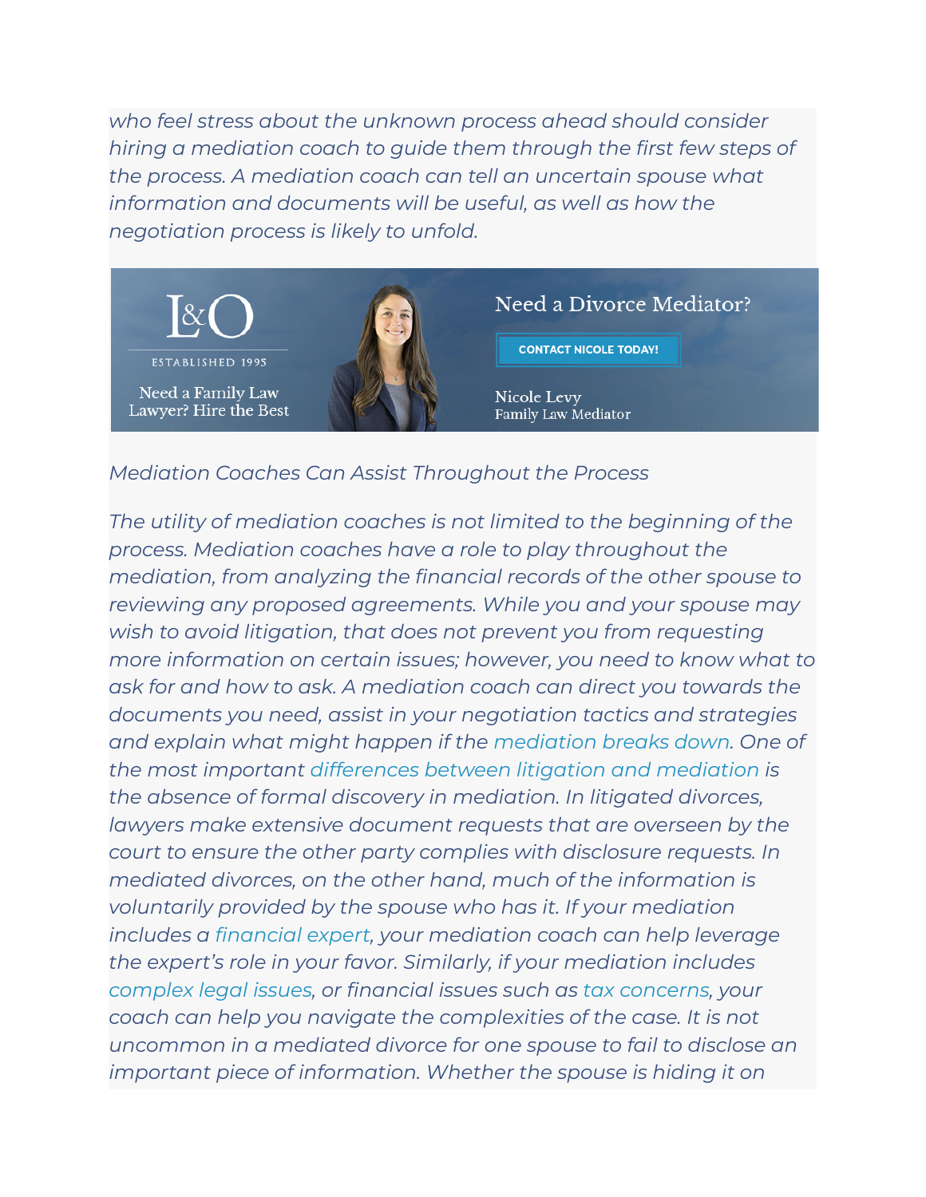*who feel stress about the unknown process ahead should consider hiring a mediation coach to guide them through the first few steps of the process. A mediation coach can tell an uncertain spouse what information and documents will be useful, as well as how the negotiation process is likely to unfold.*

L&O
ESTABLISHED 1995
Need a Family Law Lawyer? Hire the Best

Need a Divorce Mediator?

CONTACT NICOLE TODAY!

Nicole Levy
Family Law Mediator

*Mediation Coaches Can Assist Throughout the Process*

*The utility of mediation coaches is not limited to the beginning of the process. Mediation coaches have a role to play throughout the mediation, from analyzing the financial records of the other spouse to reviewing any proposed agreements. While you and your spouse may wish to avoid litigation, that does not prevent you from requesting more information on certain issues; however, you need to know what to ask for and how to ask. A mediation coach can direct you towards the documents you need, assist in your negotiation tactics and strategies and explain what might happen if the mediation breaks down. One of the most important differences between litigation and mediation is the absence of formal discovery in mediation. In litigated divorces, lawyers make extensive document requests that are overseen by the court to ensure the other party complies with disclosure requests. In mediated divorces, on the other hand, much of the information is voluntarily provided by the spouse who has it. If your mediation includes a financial expert, your mediation coach can help leverage the expert's role in your favor. Similarly, if your mediation includes complex legal issues, or financial issues such as tax concerns, your coach can help you navigate the complexities of the case. It is not uncommon in a mediated divorce for one spouse to fail to disclose an important piece of information. Whether the spouse is hiding it on*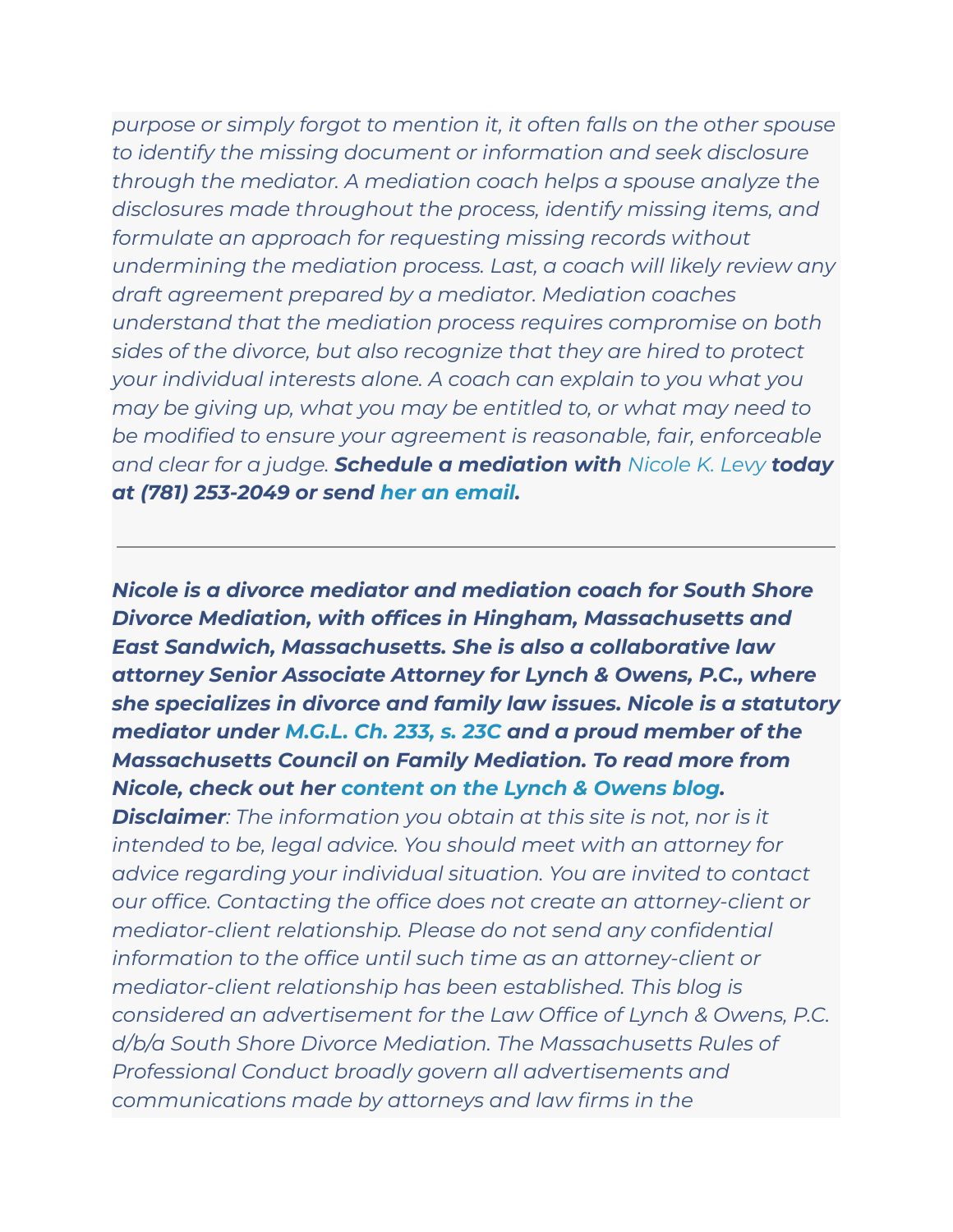*purpose or simply forgot to mention it, it often falls on the other spouse to identify the missing document or information and seek disclosure through the mediator. A mediation coach helps a spouse analyze the disclosures made throughout the process, identify missing items, and formulate an approach for requesting missing records without undermining the mediation process. Last, a coach will likely review any draft agreement prepared by a mediator. Mediation coaches understand that the mediation process requires compromise on both sides of the divorce, but also recognize that they are hired to protect your individual interests alone. A coach can explain to you what you may be giving up, what you may be entitled to, or what may need to be modified to ensure your agreement is reasonable, fair, enforceable and clear for a judge.* ***Schedule a mediation with*** *Nicole K. Levy* ***today at (781) 253-2049 or send her an email.***

---

***Nicole is a divorce mediator and mediation coach for South Shore Divorce Mediation, with offices in Hingham, Massachusetts and East Sandwich, Massachusetts. She is also a collaborative law attorney Senior Associate Attorney for Lynch & Owens, P.C., where she specializes in divorce and family law issues. Nicole is a statutory mediator under M.G.L. Ch. 233, s. 23C and a proud member of the Massachusetts Council on Family Mediation. To read more from Nicole, check out her content on the Lynch & Owens blog.***

***Disclaimer****: The information you obtain at this site is not, nor is it intended to be, legal advice. You should meet with an attorney for advice regarding your individual situation. You are invited to contact our office. Contacting the office does not create an attorney-client or mediator-client relationship. Please do not send any confidential information to the office until such time as an attorney-client or mediator-client relationship has been established. This blog is considered an advertisement for the Law Office of Lynch & Owens, P.C. d/b/a South Shore Divorce Mediation. The Massachusetts Rules of Professional Conduct broadly govern all advertisements and communications made by attorneys and law firms in the*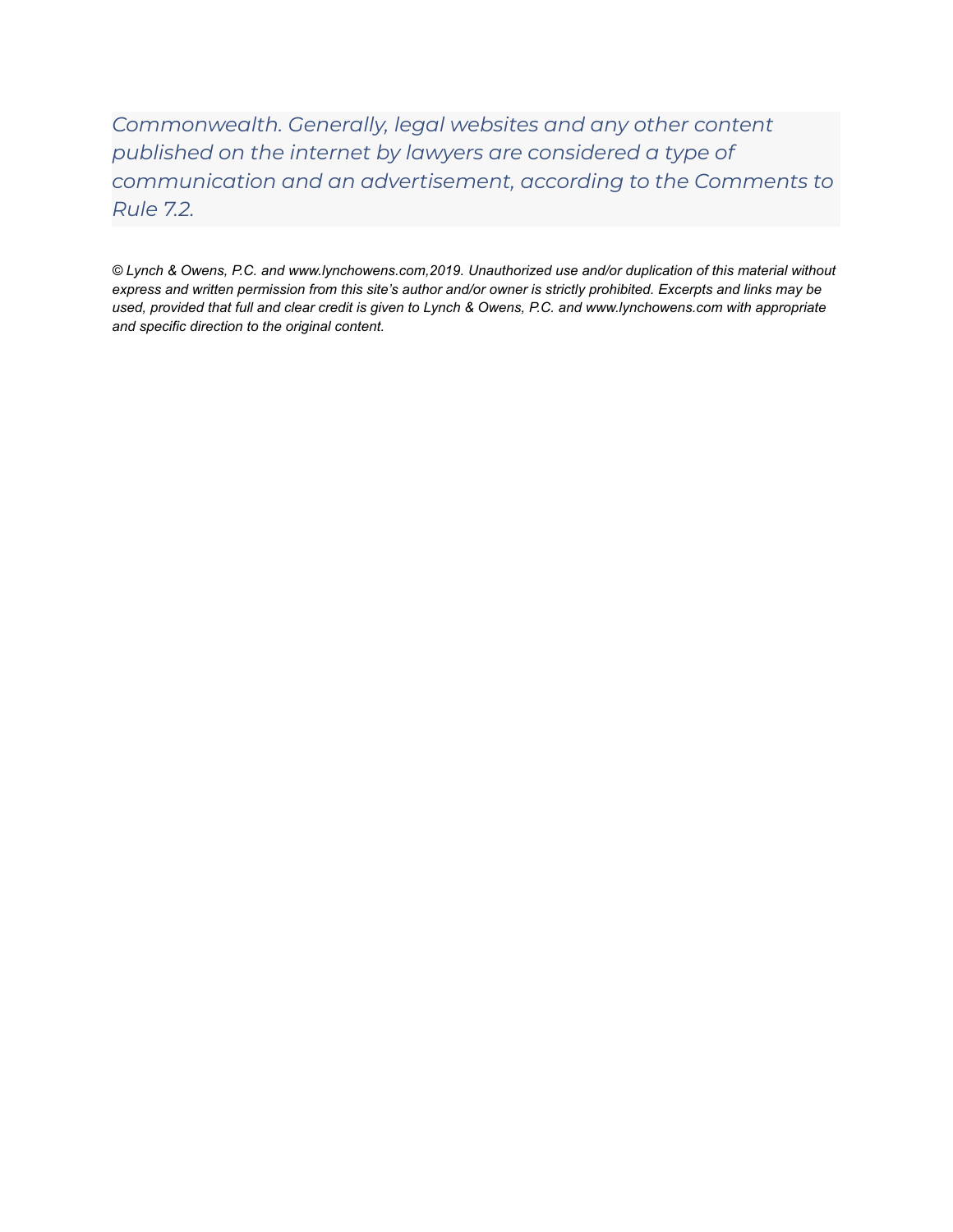*Commonwealth. Generally, legal websites and any other content published on the internet by lawyers are considered a type of communication and an advertisement, according to the Comments to Rule 7.2.*

*© Lynch & Owens, P.C. and www.lynchowens.com,2019. Unauthorized use and/or duplication of this material without express and written permission from this site's author and/or owner is strictly prohibited. Excerpts and links may be used, provided that full and clear credit is given to Lynch & Owens, P.C. and www.lynchowens.com with appropriate and specific direction to the original content.*